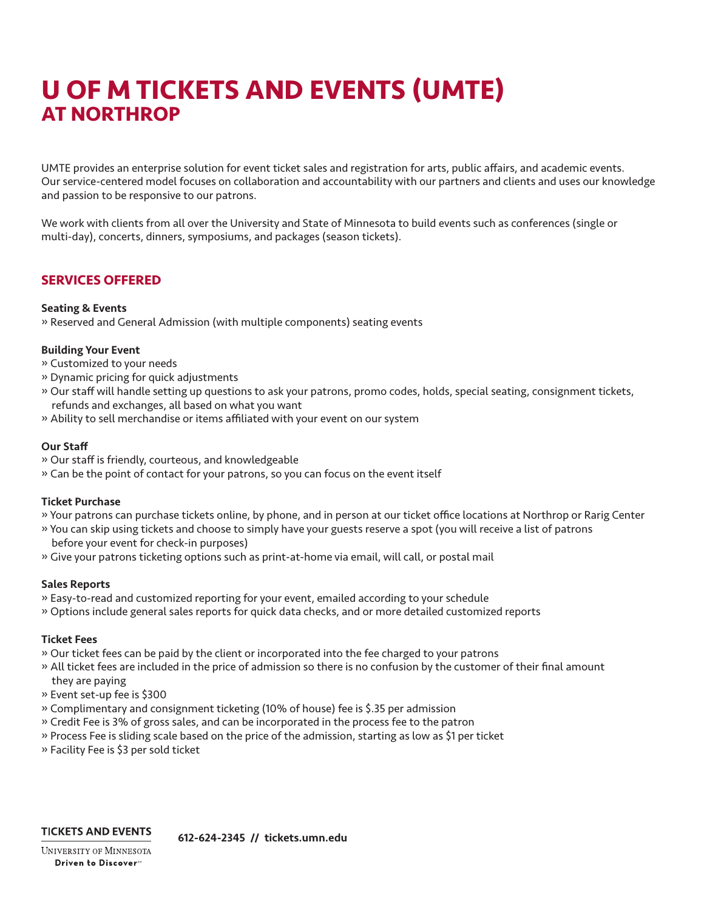# U OF M TICKETS AND EVENTS (UMTE)
## AT NORTHROP

UMTE provides an enterprise solution for event ticket sales and registration for arts, public affairs, and academic events. Our service-centered model focuses on collaboration and accountability with our partners and clients and uses our knowledge and passion to be responsive to our patrons.

We work with clients from all over the University and State of Minnesota to build events such as conferences (single or multi-day), concerts, dinners, symposiums, and packages (season tickets).

## SERVICES OFFERED

**Seating & Events**

» Reserved and General Admission (with multiple components) seating events

**Building Your Event**

» Customized to your needs
» Dynamic pricing for quick adjustments
» Our staff will handle setting up questions to ask your patrons, promo codes, holds, special seating, consignment tickets, refunds and exchanges, all based on what you want
» Ability to sell merchandise or items affiliated with your event on our system

**Our Staff**

» Our staff is friendly, courteous, and knowledgeable
» Can be the point of contact for your patrons, so you can focus on the event itself

**Ticket Purchase**

» Your patrons can purchase tickets online, by phone, and in person at our ticket office locations at Northrop or Rarig Center
» You can skip using tickets and choose to simply have your guests reserve a spot (you will receive a list of patrons before your event for check-in purposes)
» Give your patrons ticketing options such as print-at-home via email, will call, or postal mail

**Sales Reports**

» Easy-to-read and customized reporting for your event, emailed according to your schedule
» Options include general sales reports for quick data checks, and or more detailed customized reports

**Ticket Fees**

» Our ticket fees can be paid by the client or incorporated into the fee charged to your patrons
» All ticket fees are included in the price of admission so there is no confusion by the customer of their final amount they are paying
» Event set-up fee is $300
» Complimentary and consignment ticketing (10% of house) fee is $.35 per admission
» Credit Fee is 3% of gross sales, and can be incorporated in the process fee to the patron
» Process Fee is sliding scale based on the price of the admission, starting as low as $1 per ticket
» Facility Fee is $3 per sold ticket

**TICKETS AND EVENTS**
University of Minnesota
Driven to Discover℠

**612-624-2345 // tickets.umn.edu**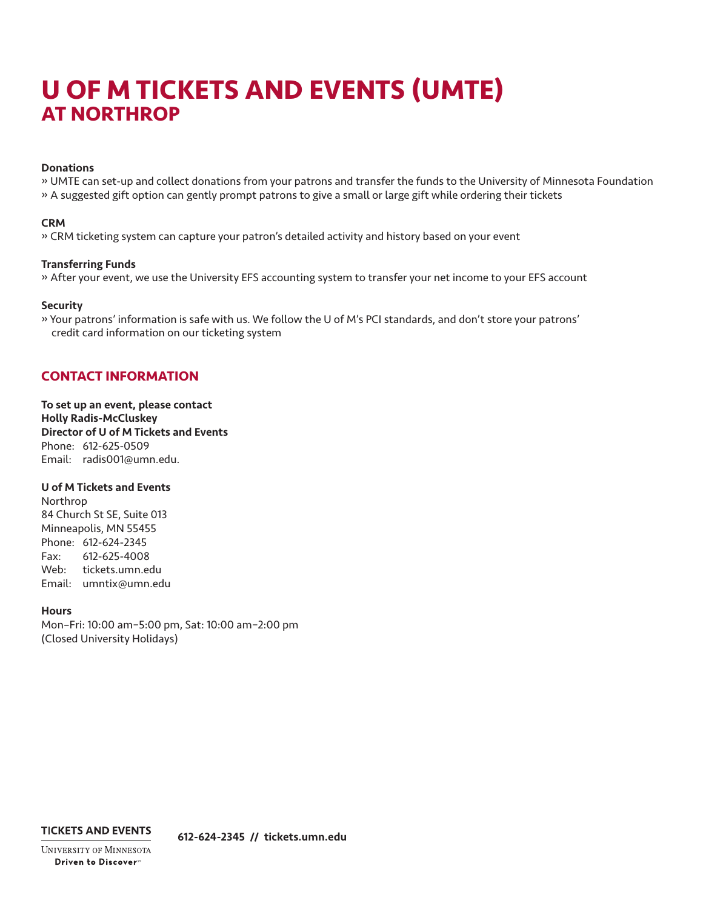# U OF M TICKETS AND EVENTS (UMTE)
## AT NORTHROP

**Donations**

» UMTE can set-up and collect donations from your patrons and transfer the funds to the University of Minnesota Foundation
» A suggested gift option can gently prompt patrons to give a small or large gift while ordering their tickets

**CRM**

» CRM ticketing system can capture your patron's detailed activity and history based on your event

**Transferring Funds**

» After your event, we use the University EFS accounting system to transfer your net income to your EFS account

**Security**

» Your patrons' information is safe with us. We follow the U of M's PCI standards, and don't store your patrons' credit card information on our ticketing system

## CONTACT INFORMATION

**To set up an event, please contact**
**Holly Radis-McCluskey**
**Director of U of M Tickets and Events**
Phone: 612-625-0509
Email: radis001@umn.edu.

**U of M Tickets and Events**
Northrop
84 Church St SE, Suite 013
Minneapolis, MN 55455
Phone: 612-624-2345
Fax: 612-625-4008
Web: tickets.umn.edu
Email: umntix@umn.edu

**Hours**
Mon–Fri: 10:00 am–5:00 pm, Sat: 10:00 am–2:00 pm
(Closed University Holidays)

TICKETS AND EVENTS
University of Minnesota
Driven to Discover℠

**612-624-2345 // tickets.umn.edu**